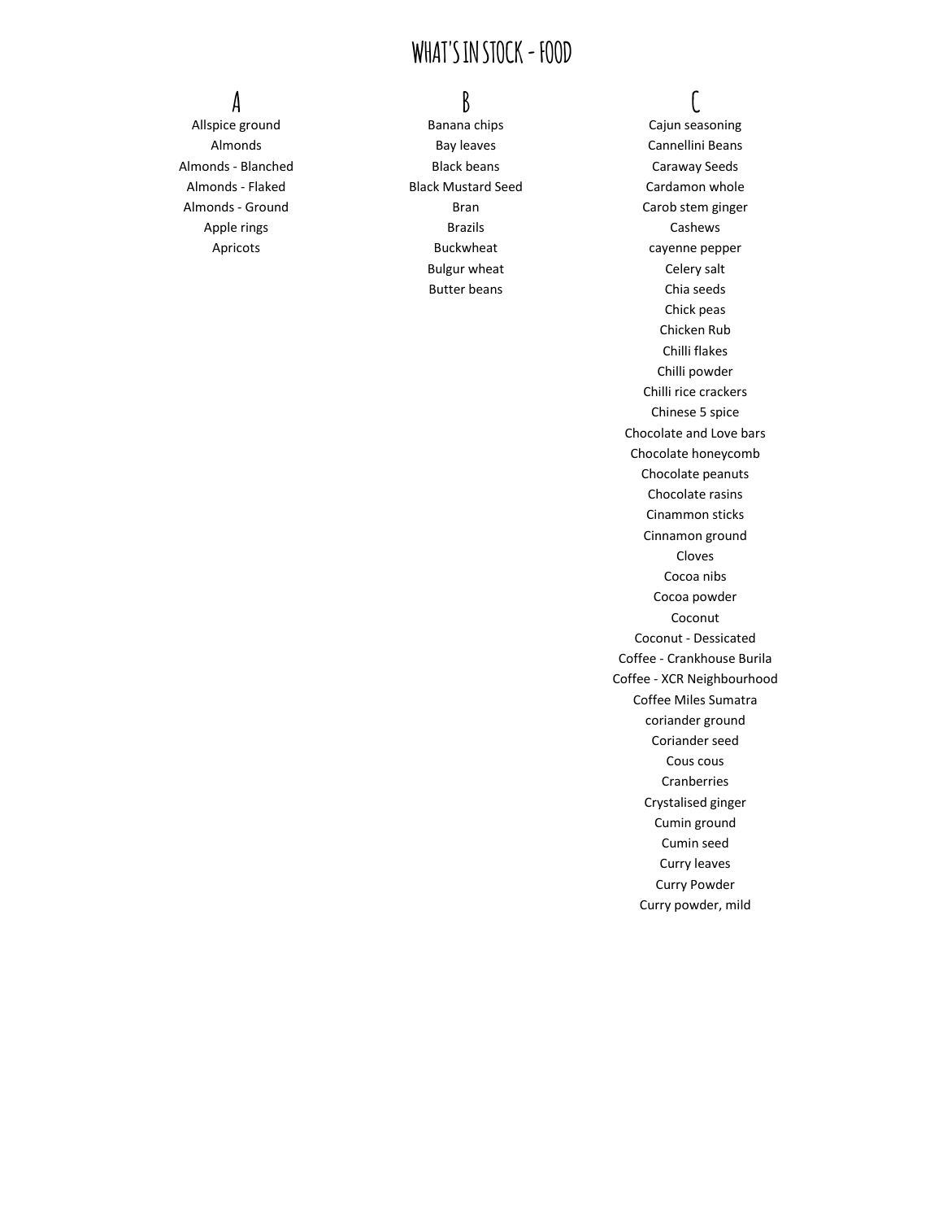# WHAT'S IN STOCK - FOOD

## A

Allspice ground
Almonds
Almonds - Blanched
Almonds - Flaked
Almonds - Ground
Apple rings
Apricots

## B

Banana chips
Bay leaves
Black beans
Black Mustard Seed
Bran
Brazils
Buckwheat
Bulgur wheat
Butter beans

## C

Cajun seasoning
Cannellini Beans
Caraway Seeds
Cardamon whole
Carob stem ginger
Cashews
cayenne pepper
Celery salt
Chia seeds
Chick peas
Chicken Rub
Chilli flakes
Chilli powder
Chilli rice crackers
Chinese 5 spice
Chocolate and Love bars
Chocolate honeycomb
Chocolate peanuts
Chocolate rasins
Cinammon sticks
Cinnamon ground
Cloves
Cocoa nibs
Cocoa powder
Coconut
Coconut - Dessicated
Coffee - Crankhouse Burila
Coffee - XCR Neighbourhood
Coffee Miles Sumatra
coriander ground
Coriander seed
Cous cous
Cranberries
Crystalised ginger
Cumin ground
Cumin seed
Curry leaves
Curry Powder
Curry powder, mild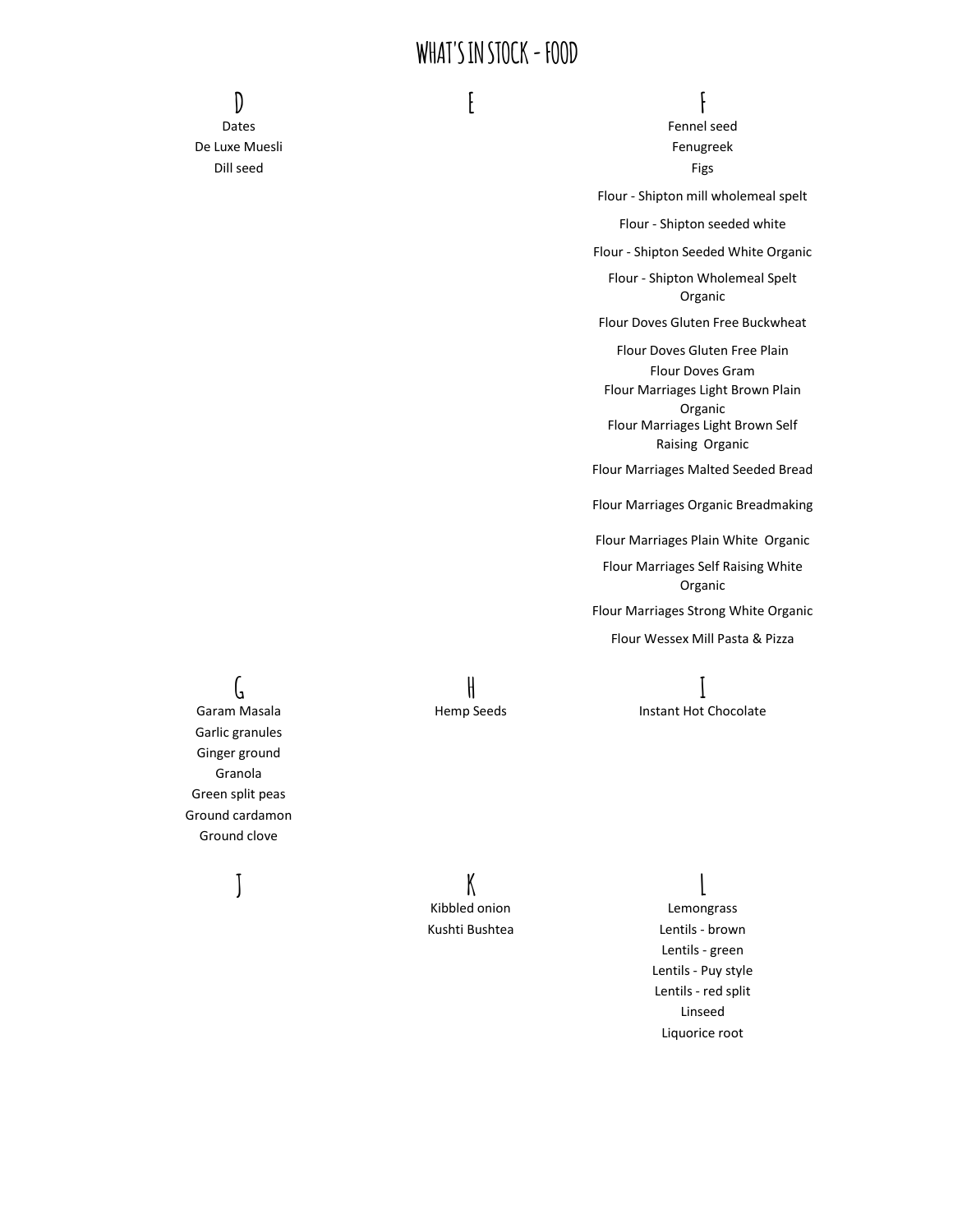# WHAT'S IN STOCK - FOOD

## D

Dates
De Luxe Muesli
Dill seed

## E

## F

Fennel seed
Fenugreek
Figs
Flour - Shipton mill wholemeal spelt
Flour - Shipton seeded white
Flour - Shipton Seeded White Organic
Flour - Shipton Wholemeal Spelt Organic
Flour Doves Gluten Free Buckwheat
Flour Doves Gluten Free Plain
Flour Doves Gram
Flour Marriages Light Brown Plain Organic
Flour Marriages Light Brown Self Raising Organic
Flour Marriages Malted Seeded Bread
Flour Marriages Organic Breadmaking
Flour Marriages Plain White Organic
Flour Marriages Self Raising White Organic
Flour Marriages Strong White Organic
Flour Wessex Mill Pasta & Pizza

## G

Garam Masala
Garlic granules
Ginger ground
Granola
Green split peas
Ground cardamon
Ground clove

## H

Hemp Seeds

## I

Instant Hot Chocolate

## J

## K

Kibbled onion
Kushti Bushtea

## L

Lemongrass
Lentils - brown
Lentils - green
Lentils - Puy style
Lentils - red split
Linseed
Liquorice root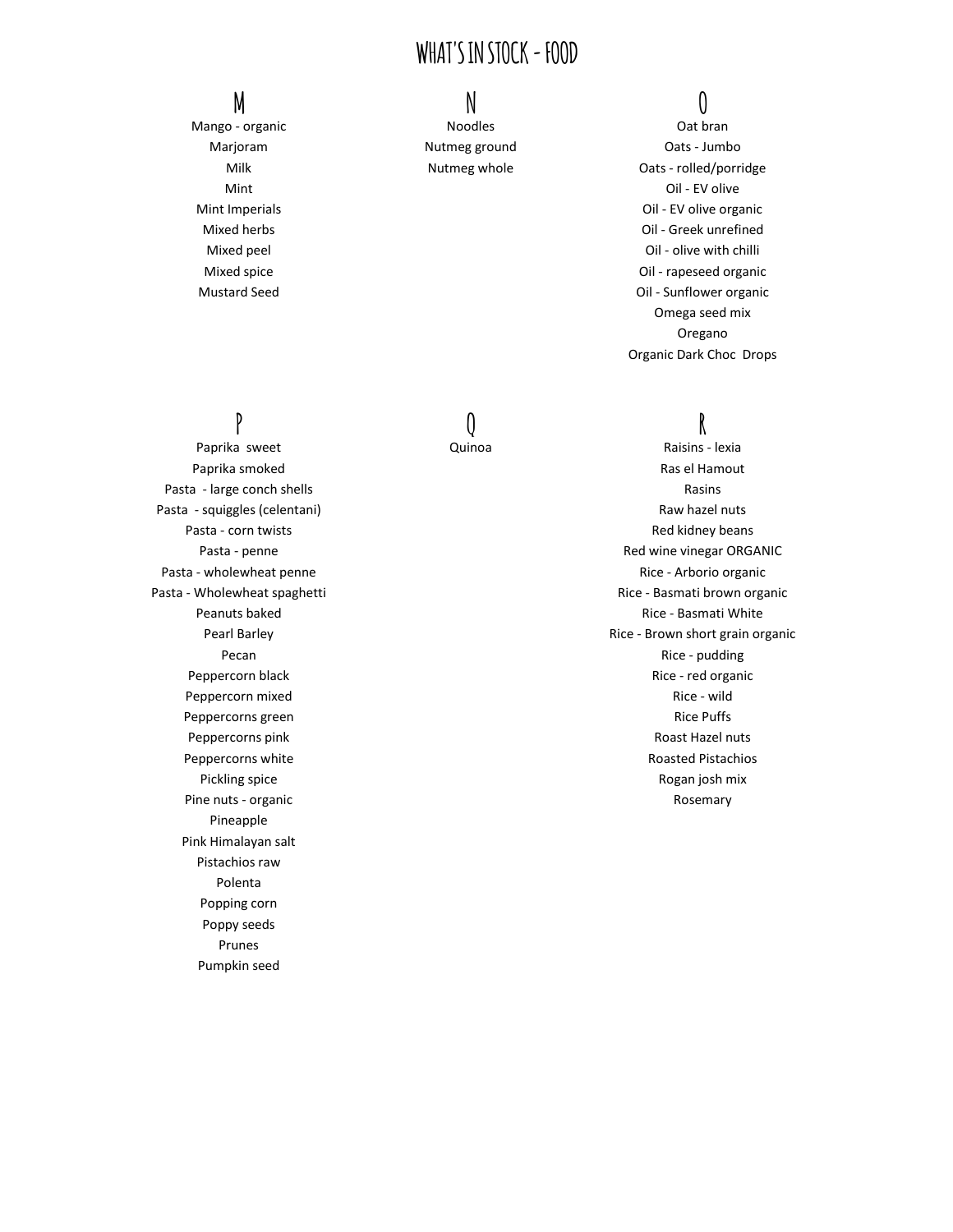# WHAT'S IN STOCK - FOOD

## M

Mango - organic
Marjoram
Milk
Mint
Mint Imperials
Mixed herbs
Mixed peel
Mixed spice
Mustard Seed

## N

Noodles
Nutmeg ground
Nutmeg whole

## O

Oat bran
Oats - Jumbo
Oats - rolled/porridge
Oil - EV olive
Oil - EV olive organic
Oil - Greek unrefined
Oil - olive with chilli
Oil - rapeseed organic
Oil - Sunflower organic
Omega seed mix
Oregano
Organic Dark Choc Drops

## P

Paprika sweet
Paprika smoked
Pasta - large conch shells
Pasta - squiggles (celentani)
Pasta - corn twists
Pasta - penne
Pasta - wholewheat penne
Pasta - Wholewheat spaghetti
Peanuts baked
Pearl Barley
Pecan
Peppercorn black
Peppercorn mixed
Peppercorns green
Peppercorns pink
Peppercorns white
Pickling spice
Pine nuts - organic
Pineapple
Pink Himalayan salt
Pistachios raw
Polenta
Popping corn
Poppy seeds
Prunes
Pumpkin seed

## Q

Quinoa

## R

Raisins - lexia
Ras el Hamout
Rasins
Raw hazel nuts
Red kidney beans
Red wine vinegar ORGANIC
Rice - Arborio organic
Rice - Basmati brown organic
Rice - Basmati White
Rice - Brown short grain organic
Rice - pudding
Rice - red organic
Rice - wild
Rice Puffs
Roast Hazel nuts
Roasted Pistachios
Rogan josh mix
Rosemary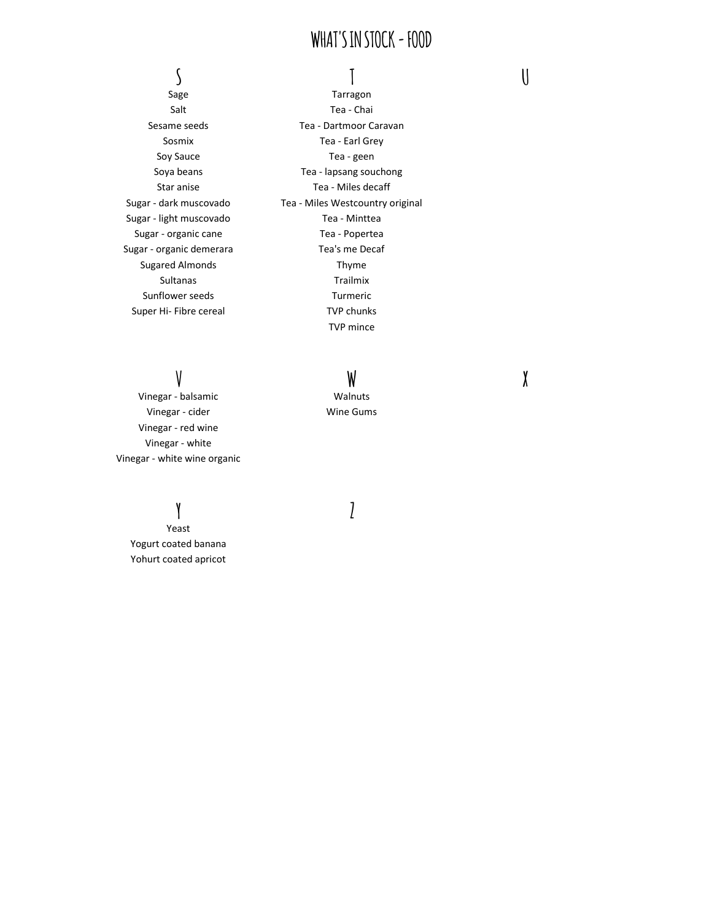# WHAT'S IN STOCK - FOOD

## S

Sage
Salt
Sesame seeds
Sosmix
Soy Sauce
Soya beans
Star anise
Sugar - dark muscovado
Sugar - light muscovado
Sugar - organic cane
Sugar - organic demerara
Sugared Almonds
Sultanas
Sunflower seeds
Super Hi- Fibre cereal

## T

Tarragon
Tea - Chai
Tea - Dartmoor Caravan
Tea - Earl Grey
Tea - geen
Tea - lapsang souchong
Tea - Miles decaff
Tea - Miles Westcountry original
Tea - Minttea
Tea - Popertea
Tea's me Decaf
Thyme
Trailmix
Turmeric
TVP chunks
TVP mince

## U

## V

Vinegar - balsamic
Vinegar - cider
Vinegar - red wine
Vinegar - white
Vinegar - white wine organic

## W

Walnuts
Wine Gums

## X

## Y

Yeast
Yogurt coated banana
Yohurt coated apricot

## Z